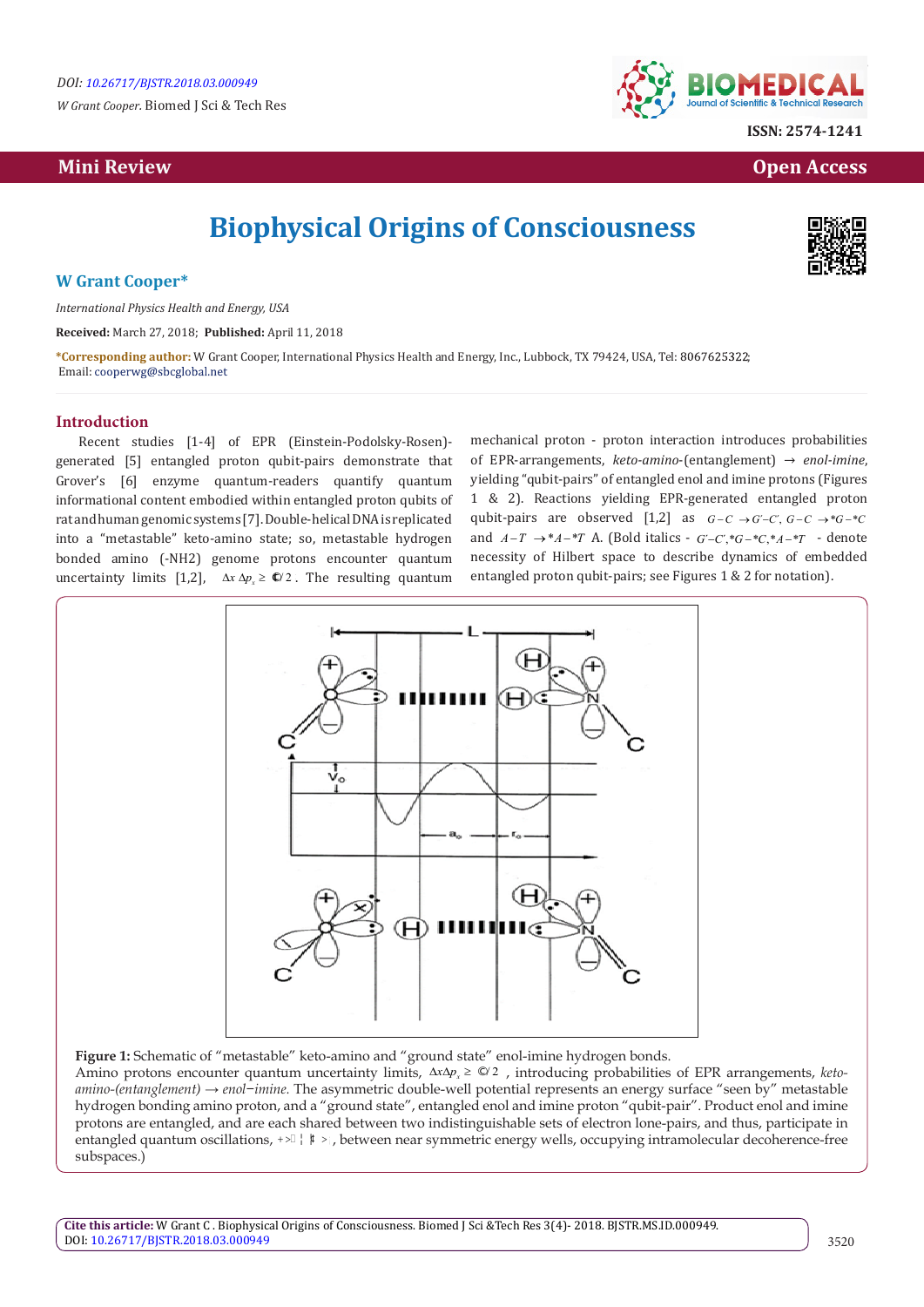DOI: 10.26717/BJSTR.2018.03.000949

*W Grant Cooper.* Biomed J Sci & Tech Res

ISSN: 2574-1241

**Mini Review** **Open Access**

# Biophysical Origins of Consciousness

## W Grant Cooper*

*International Physics Health and Energy, USA*

**Received:** March 27, 2018; **Published:** April 11, 2018

***Corresponding author:** W Grant Cooper, International Physics Health and Energy, Inc., Lubbock, TX 79424, USA, Tel: 8067625322; Email: cooperwg@sbcglobal.net

## Introduction

Recent studies [1-4] of EPR (Einstein-Podolsky-Rosen)-generated [5] entangled proton qubit-pairs demonstrate that Grover's [6] enzyme quantum-readers quantify quantum informational content embodied within entangled proton qubits of rat and human genomic systems [7]. Double-helical DNA is replicated into a "metastable" keto-amino state; so, metastable hydrogen bonded amino (-NH2) genome protons encounter quantum uncertainty limits [1,2], $\Delta x \Delta p_x \geq \hbar/2$. The resulting quantum mechanical proton - proton interaction introduces probabilities of EPR-arrangements, *keto-amino*-(entanglement) → *enol-imine*, yielding "qubit-pairs" of entangled enol and imine protons (Figures 1 & 2). Reactions yielding EPR-generated entangled proton qubit-pairs are observed [1,2] as $G-C \rightarrow G'-C'$, $G-C \rightarrow *G-*C$ and $A-T \rightarrow *A-*T$ A. (Bold italics - $G'-C', *G-*C, *A-*T$ - denote necessity of Hilbert space to describe dynamics of embedded entangled proton qubit-pairs; see Figures 1 & 2 for notation).

**Figure 1:** Schematic of "metastable" keto-amino and "ground state" enol-imine hydrogen bonds. Amino protons encounter quantum uncertainty limits, $\Delta x \Delta p_x \geq \hbar/2$, introducing probabilities of EPR arrangements, *keto-amino-(entanglement)* → *enol−imine*. The asymmetric double-well potential represents an energy surface "seen by" metastable hydrogen bonding amino proton, and a "ground state", entangled enol and imine proton "qubit-pair". Product enol and imine protons are entangled, and are each shared between two indistinguishable sets of electron lone-pairs, and thus, participate in entangled quantum oscillations, $|+\rangle \leftrightarrow |-\rangle$, between near symmetric energy wells, occupying intramolecular decoherence-free subspaces.)

**Cite this article:** W Grant C . Biophysical Origins of Consciousness. Biomed J Sci &Tech Res 3(4)- 2018. BJSTR.MS.ID.000949. DOI: 10.26717/BJSTR.2018.03.000949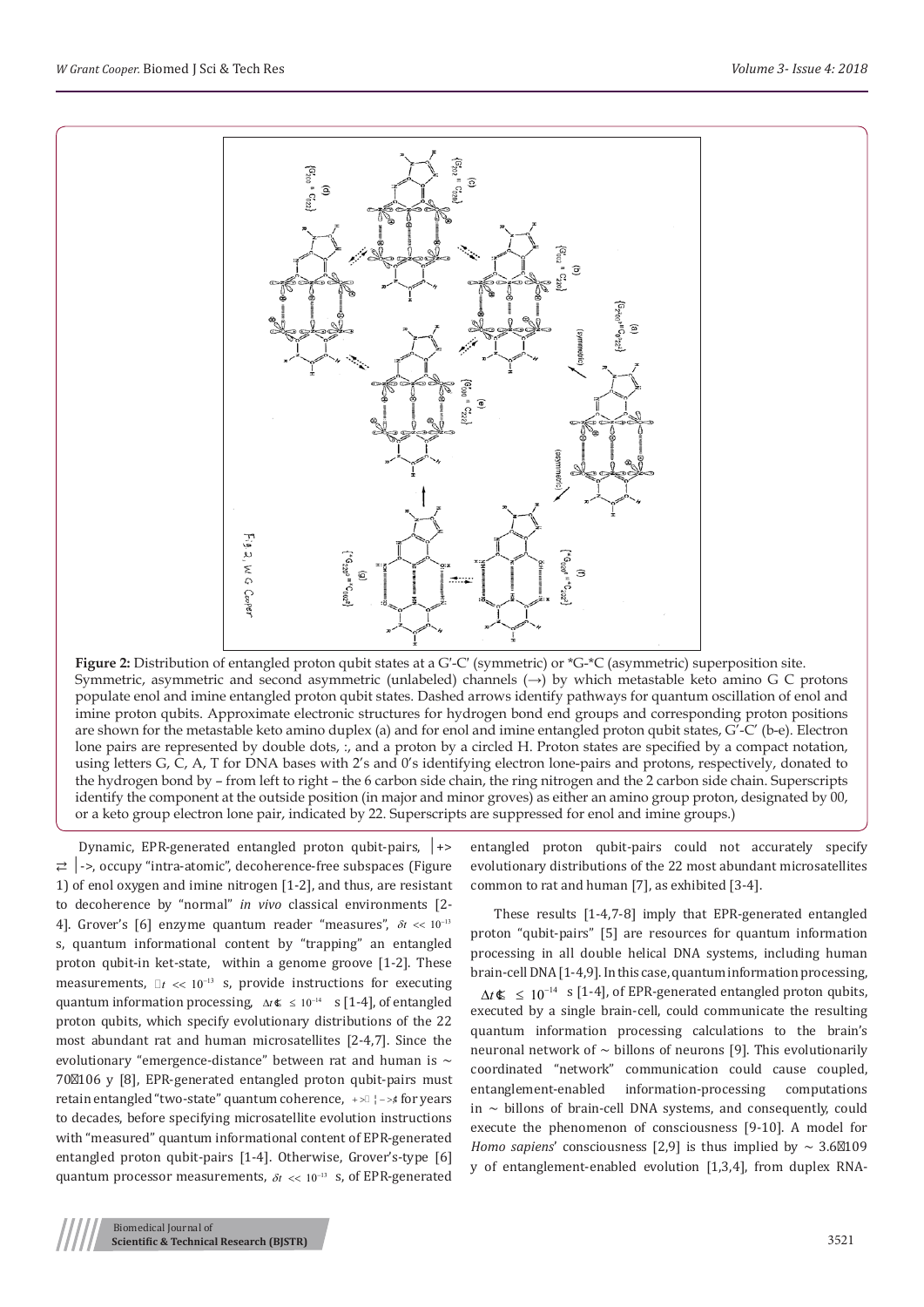**Figure 2:** Distribution of entangled proton qubit states at a G′-C′ (symmetric) or *G-*C (asymmetric) superposition site. Symmetric, asymmetric and second asymmetric (unlabeled) channels (→) by which metastable keto amino G C protons populate enol and imine entangled proton qubit states. Dashed arrows identify pathways for quantum oscillation of enol and imine proton qubits. Approximate electronic structures for hydrogen bond end groups and corresponding proton positions are shown for the metastable keto amino duplex (a) and for enol and imine entangled proton qubit states, G′-C′ (b-e). Electron lone pairs are represented by double dots, :, and a proton by a circled H. Proton states are specified by a compact notation, using letters G, C, A, T for DNA bases with 2's and 0's identifying electron lone-pairs and protons, respectively, donated to the hydrogen bond by – from left to right – the 6 carbon side chain, the ring nitrogen and the 2 carbon side chain. Superscripts identify the component at the outside position (in major and minor groves) as either an amino group proton, designated by 00, or a keto group electron lone pair, indicated by 22. Superscripts are suppressed for enol and imine groups.)

Dynamic, EPR-generated entangled proton qubit-pairs, $|+\rangle \rightleftarrows |-\rangle$, occupy "intra-atomic", decoherence-free subspaces (Figure 1) of enol oxygen and imine nitrogen [1-2], and thus, are resistant to decoherence by "normal" *in vivo* classical environments [2-4]. Grover's [6] enzyme quantum reader "measures", $\delta t << 10^{-13}$ s, quantum informational content by "trapping" an entangled proton qubit-in ket-state, within a genome groove [1-2]. These measurements, $\delta t << 10^{-13}$ s, provide instructions for executing quantum information processing, $\Delta t \leq 10^{-14}$ s [1-4], of entangled proton qubits, which specify evolutionary distributions of the 22 most abundant rat and human microsatellites [2-4,7]. Since the evolutionary "emergence-distance" between rat and human is ~ 70×106 y [8], EPR-generated entangled proton qubit-pairs must retain entangled "two-state" quantum coherence, $|+\rangle \rightleftarrows |-\rangle$ for years to decades, before specifying microsatellite evolution instructions with "measured" quantum informational content of EPR-generated entangled proton qubit-pairs [1-4]. Otherwise, Grover's-type [6] quantum processor measurements, $\delta t << 10^{-13}$ s, of EPR-generated entangled proton qubit-pairs could not accurately specify evolutionary distributions of the 22 most abundant microsatellites common to rat and human [7], as exhibited [3-4].

These results [1-4,7-8] imply that EPR-generated entangled proton "qubit-pairs" [5] are resources for quantum information processing in all double helical DNA systems, including human brain-cell DNA [1-4,9]. In this case, quantum information processing, $\Delta t \leq 10^{-14}$ s [1-4], of EPR-generated entangled proton qubits, executed by a single brain-cell, could communicate the resulting quantum information processing calculations to the brain's neuronal network of ~ billons of neurons [9]. This evolutionarily coordinated "network" communication could cause coupled, entanglement-enabled information-processing computations in ~ billons of brain-cell DNA systems, and consequently, could execute the phenomenon of consciousness [9-10]. A model for *Homo sapiens*' consciousness [2,9] is thus implied by ~ 3.6×109 y of entanglement-enabled evolution [1,3,4], from duplex RNA-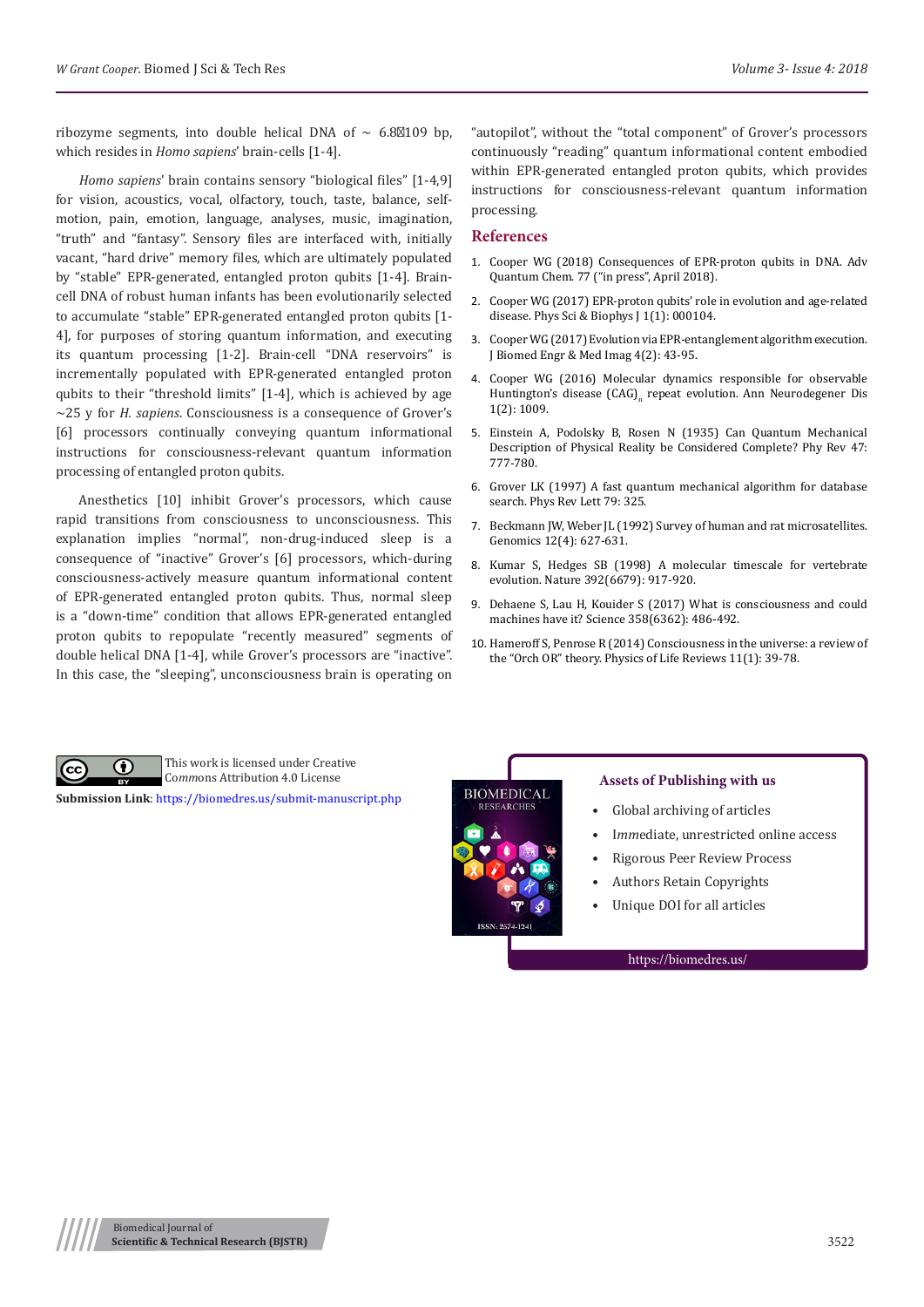ribozyme segments, into double helical DNA of ~ 6.8109 bp, which resides in *Homo sapiens*' brain-cells [1-4].

*Homo sapiens*' brain contains sensory "biological files" [1-4,9] for vision, acoustics, vocal, olfactory, touch, taste, balance, self-motion, pain, emotion, language, analyses, music, imagination, "truth" and "fantasy". Sensory files are interfaced with, initially vacant, "hard drive" memory files, which are ultimately populated by "stable" EPR-generated, entangled proton qubits [1-4]. Brain-cell DNA of robust human infants has been evolutionarily selected to accumulate "stable" EPR-generated entangled proton qubits [1-4], for purposes of storing quantum information, and executing its quantum processing [1-2]. Brain-cell "DNA reservoirs" is incrementally populated with EPR-generated entangled proton qubits to their "threshold limits" [1-4], which is achieved by age ~25 y for *H. sapiens*. Consciousness is a consequence of Grover's [6] processors continually conveying quantum informational instructions for consciousness-relevant quantum information processing of entangled proton qubits.

Anesthetics [10] inhibit Grover's processors, which cause rapid transitions from consciousness to unconsciousness. This explanation implies "normal", non-drug-induced sleep is a consequence of "inactive" Grover's [6] processors, which-during consciousness-actively measure quantum informational content of EPR-generated entangled proton qubits. Thus, normal sleep is a "down-time" condition that allows EPR-generated entangled proton qubits to repopulate "recently measured" segments of double helical DNA [1-4], while Grover's processors are "inactive". In this case, the "sleeping", unconsciousness brain is operating on "autopilot", without the "total component" of Grover's processors continuously "reading" quantum informational content embodied within EPR-generated entangled proton qubits, which provides instructions for consciousness-relevant quantum information processing.

## References

1. Cooper WG (2018) Consequences of EPR-proton qubits in DNA. Adv Quantum Chem. 77 ("in press", April 2018).
2. Cooper WG (2017) EPR-proton qubits' role in evolution and age-related disease. Phys Sci & Biophys J 1(1): 000104.
3. Cooper WG (2017) Evolution via EPR-entanglement algorithm execution. J Biomed Engr & Med Imag 4(2): 43-95.
4. Cooper WG (2016) Molecular dynamics responsible for observable Huntington's disease $(CAG)_n$ repeat evolution. Ann Neurodegener Dis 1(2): 1009.
5. Einstein A, Podolsky B, Rosen N (1935) Can Quantum Mechanical Description of Physical Reality be Considered Complete? Phy Rev 47: 777-780.
6. Grover LK (1997) A fast quantum mechanical algorithm for database search. Phys Rev Lett 79: 325.
7. Beckmann JW, Weber JL (1992) Survey of human and rat microsatellites. Genomics 12(4): 627-631.
8. Kumar S, Hedges SB (1998) A molecular timescale for vertebrate evolution. Nature 392(6679): 917-920.
9. Dehaene S, Lau H, Kouider S (2017) What is consciousness and could machines have it? Science 358(6362): 486-492.
10. Hameroff S, Penrose R (2014) Consciousness in the universe: a review of the "Orch OR" theory. Physics of Life Reviews 11(1): 39-78.

This work is licensed under Creative Commons Attribution 4.0 License

**Submission Link**: https://biomedres.us/submit-manuscript.php

**Assets of Publishing with us**

- Global archiving of articles
- Immediate, unrestricted online access
- Rigorous Peer Review Process
- Authors Retain Copyrights
- Unique DOI for all articles

https://biomedres.us/